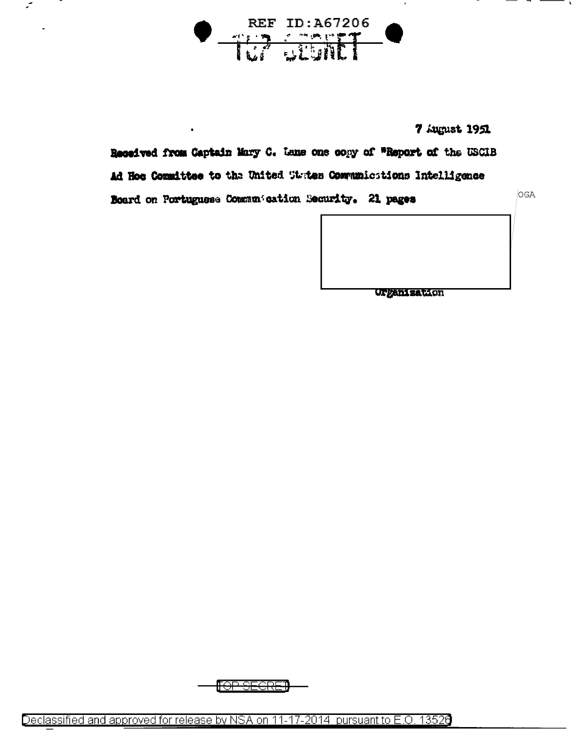REF ID:A67206

TOP SECRET

7 August 1951

Received from Captain Mary C. Lane one copy of "Report of the USCIB Ad Hoc Committee to the United States Communications Intelligence Board on Portuguese Communication Security. 21 pages

OGA

Organization

TOP SECRET

Declassified and approved for release by NSA on 11-17-2014 pursuant to E.O. 13526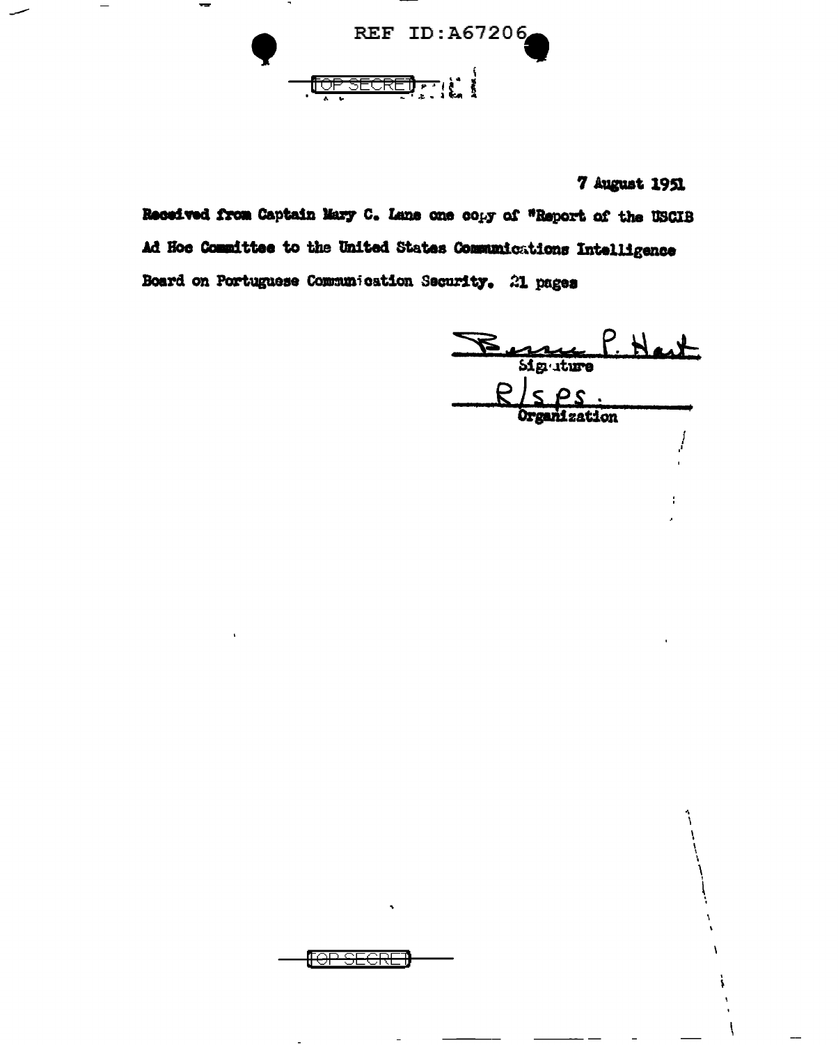REF ID:A67206

TOP SECRET

7 August 1951

Received from Captain Mary C. Lane one copy of "Report of the USCIB Ad Hoc Committee to the United States Communications Intelligence Board on Portuguese Communication Security. 21 pages

Bessie P. Hart
Signature

R/SPS.
Organization

TOP SECRET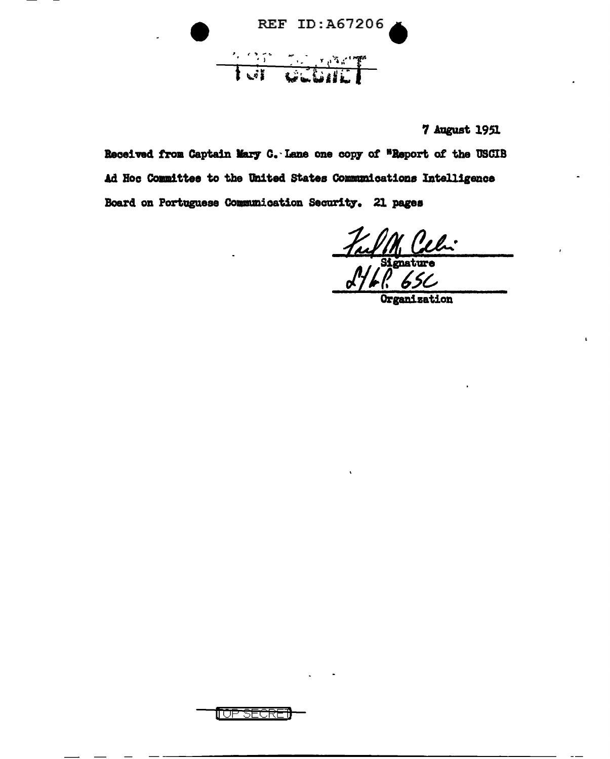REF ID:A67206

TOP SECRET

7 August 1951

Received from Captain Mary C. Lane one copy of "Report of the USCIB Ad Hoc Committee to the United States Communications Intelligence Board on Portuguese Communication Security. 21 pages

Signature

Organization

TOP SECRET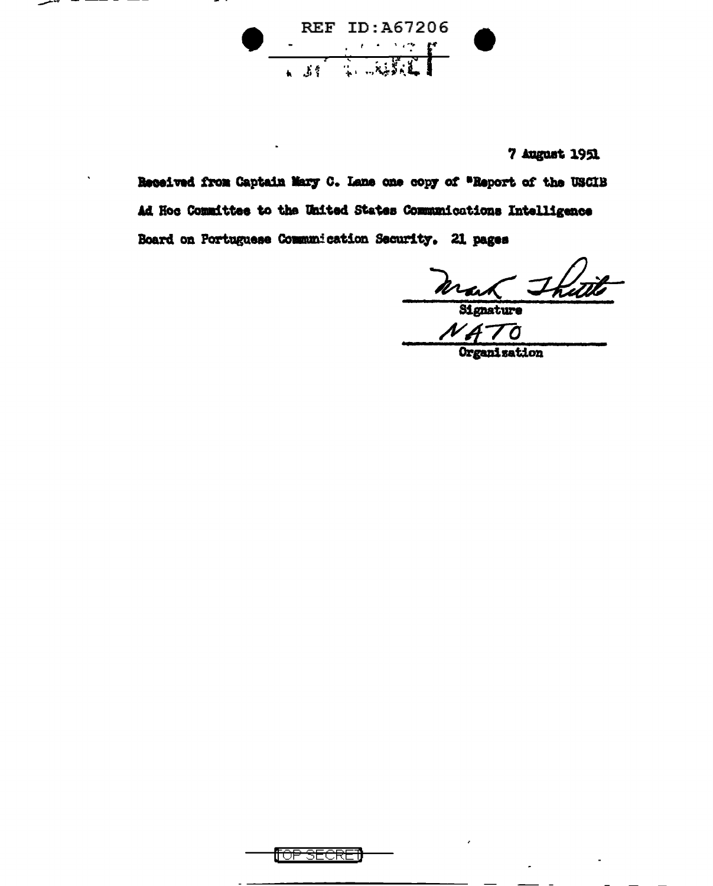REF ID:A67206

7 August 1951

Received from Captain Mary C. Lane one copy of "Report of the USCIB Ad Hoc Committee to the United States Communications Intelligence Board on Portuguese Communication Security. 21 pages

Mark Thrett
Signature

NATO
Organization

TOP SECRET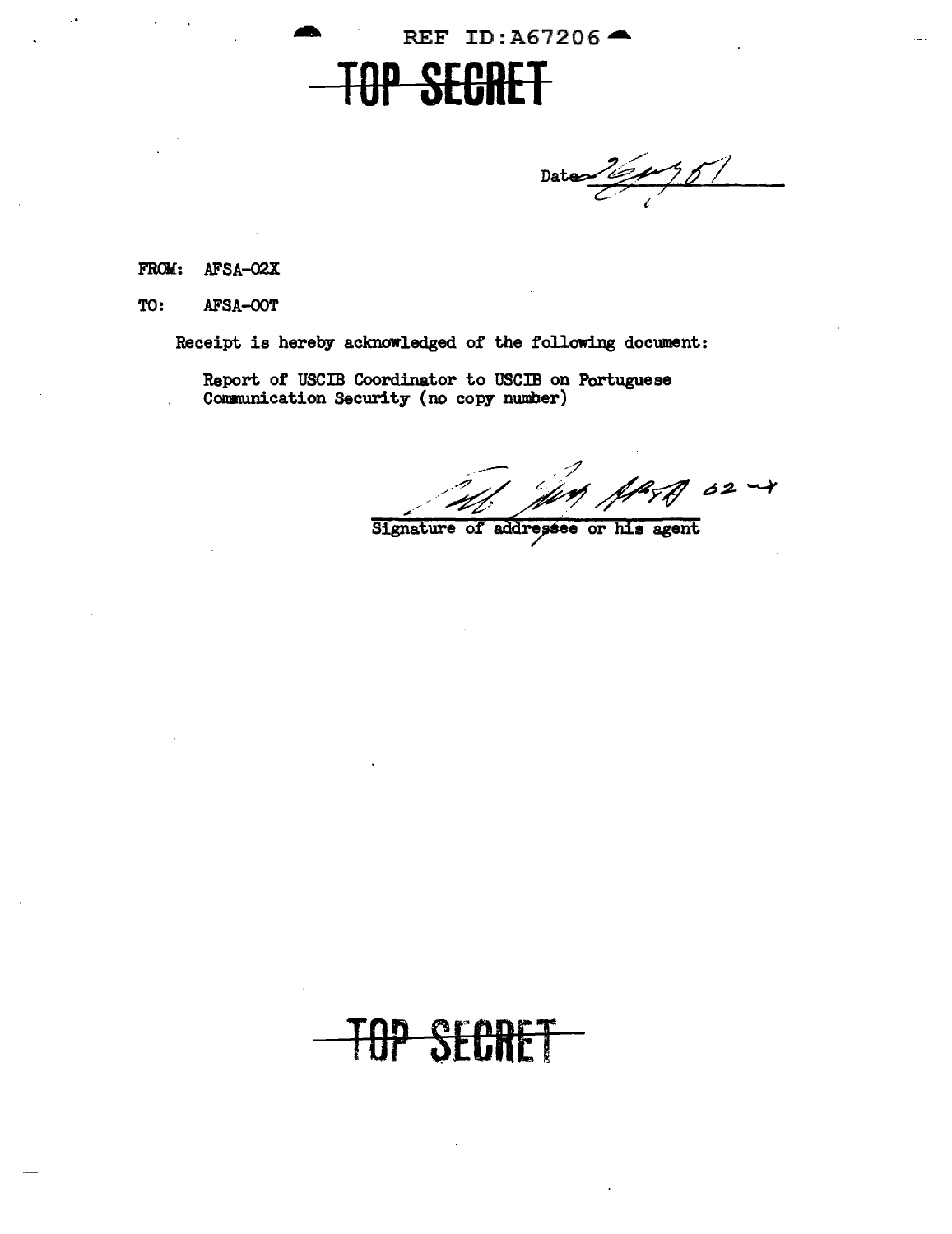REF ID:A67206

# ~~TOP SECRET~~

Date 2/6/51

FROM: AFSA-02X

TO: AFSA-00T

Receipt is hereby acknowledged of the following document:

Report of USCIB Coordinator to USCIB on Portuguese Communication Security (no copy number)

Signature of addressee or his agent

# ~~TOP SECRET~~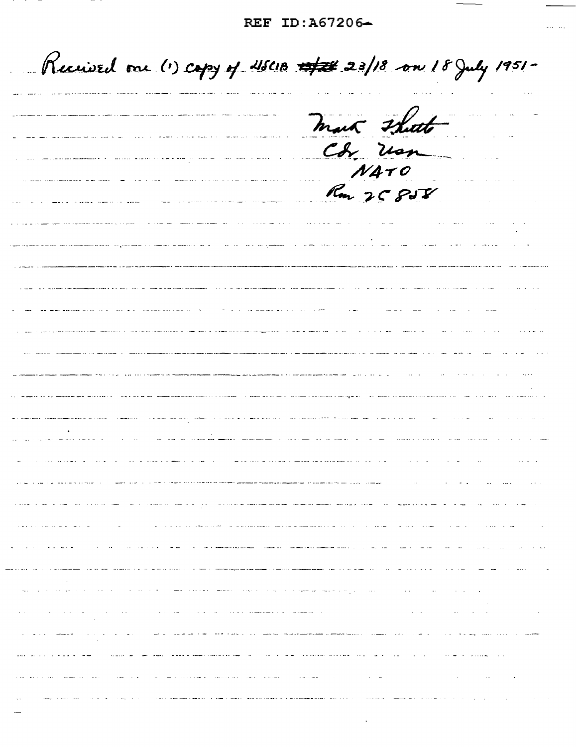REF ID:A67206

Received one (1) copy of USCIB ~~IS/IE~~ 23/18 on 18 July 1951 -

Mark Flutt
Cdr. USN
NATO
Rm 2C858